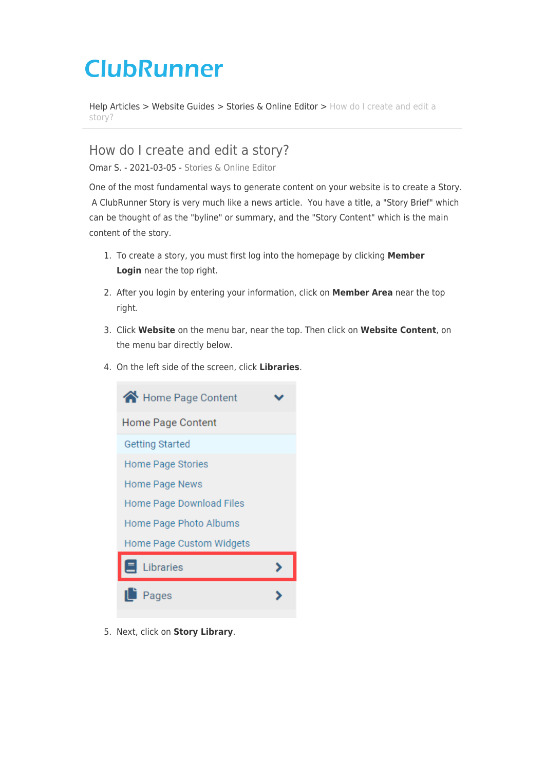# ClubRunner

Help Articles > Website Guides > Stories & Online Editor > How do I create and edit a story?

## How do I create and edit a story?

Omar S. - 2021-03-05 - Stories & Online Editor

One of the most fundamental ways to generate content on your website is to create a Story. A ClubRunner Story is very much like a news article. You have a title, a "Story Brief" which can be thought of as the "byline" or summary, and the "Story Content" which is the main content of the story.

1. To create a story, you must first log into the homepage by clicking **Member Login** near the top right.
2. After you login by entering your information, click on **Member Area** near the top right.
3. Click **Website** on the menu bar, near the top. Then click on **Website Content**, on the menu bar directly below.
4. On the left side of the screen, click **Libraries**.

   Home Page Content
   - Home Page Content
   - Getting Started
   - Home Page Stories
   - Home Page News
   - Home Page Download Files
   - Home Page Photo Albums
   - Home Page Custom Widgets
   - Libraries
   - Pages

5. Next, click on **Story Library**.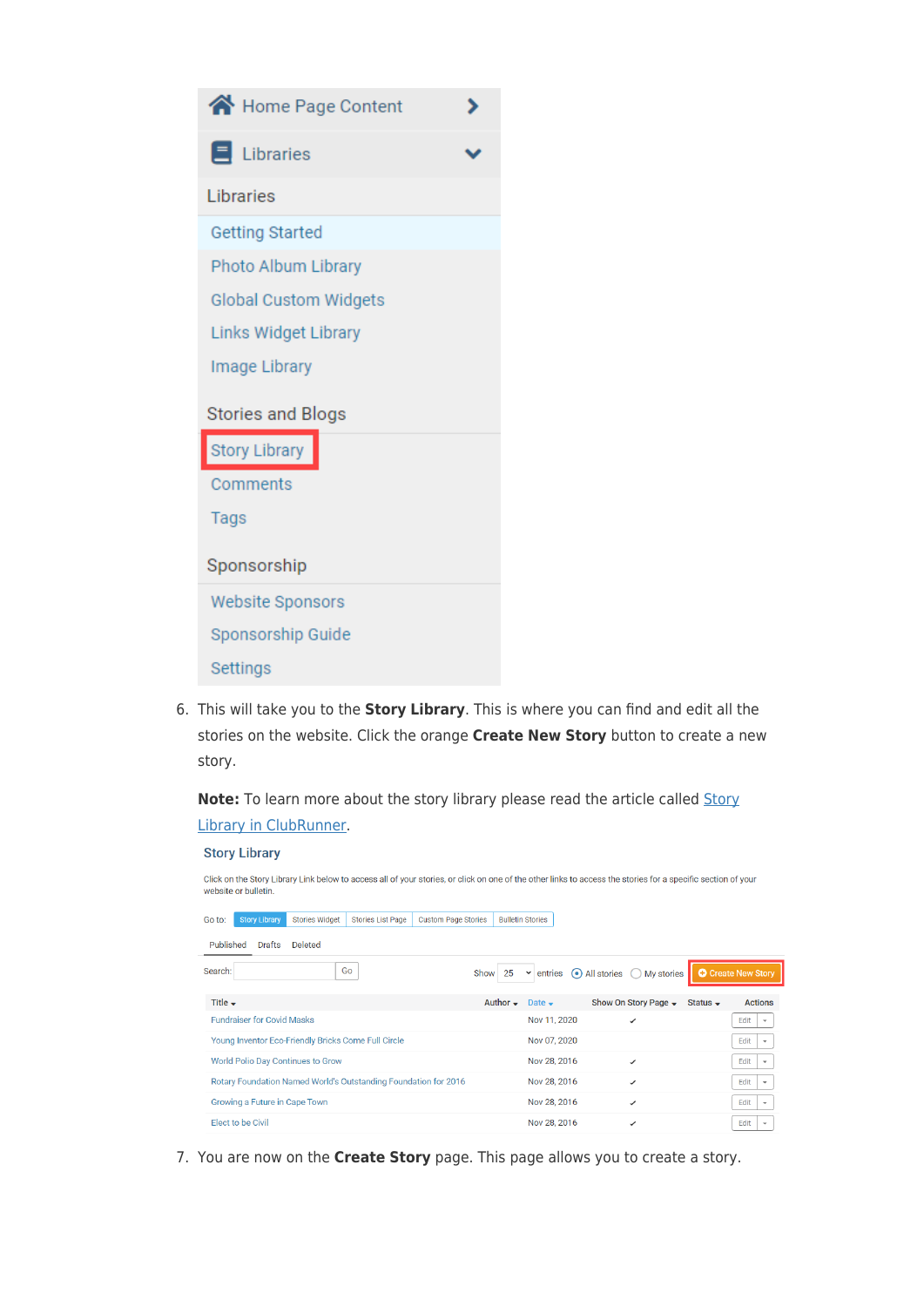6. This will take you to the **Story Library**. This is where you can find and edit all the stories on the website. Click the orange **Create New Story** button to create a new story.

   **Note:** To learn more about the story library please read the article called Story Library in ClubRunner.

7. You are now on the **Create Story** page. This page allows you to create a story.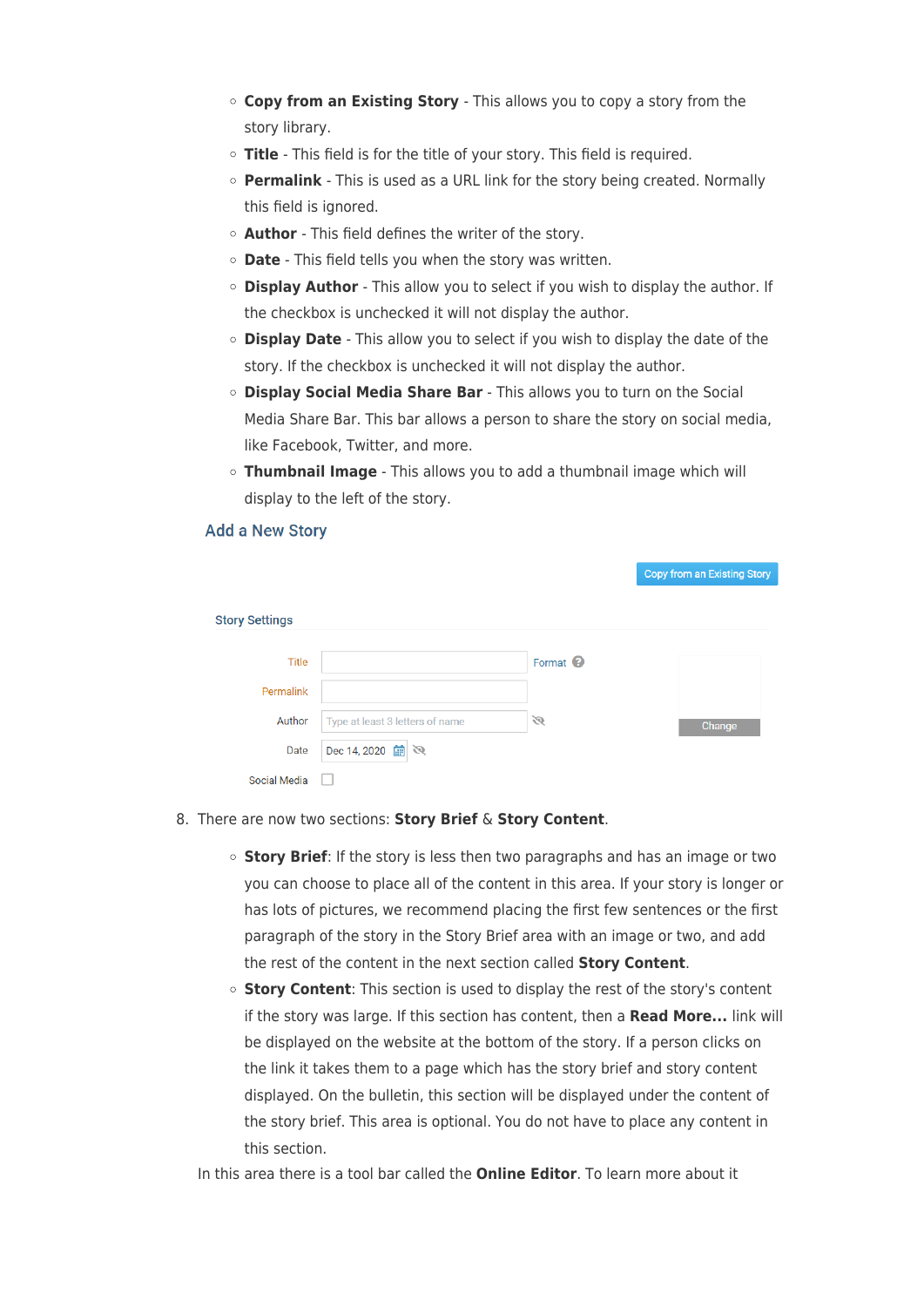- **Copy from an Existing Story** - This allows you to copy a story from the story library.
- **Title** - This field is for the title of your story. This field is required.
- **Permalink** - This is used as a URL link for the story being created. Normally this field is ignored.
- **Author** - This field defines the writer of the story.
- **Date** - This field tells you when the story was written.
- **Display Author** - This allow you to select if you wish to display the author. If the checkbox is unchecked it will not display the author.
- **Display Date** - This allow you to select if you wish to display the date of the story. If the checkbox is unchecked it will not display the author.
- **Display Social Media Share Bar** - This allows you to turn on the Social Media Share Bar. This bar allows a person to share the story on social media, like Facebook, Twitter, and more.
- **Thumbnail Image** - This allows you to add a thumbnail image which will display to the left of the story.

Add a New Story

Copy from an Existing Story

Story Settings

Title — Format
Permalink
Author — Type at least 3 letters of name
Date — Dec 14, 2020
Social Media

Change

8. There are now two sections: **Story Brief** & **Story Content**.
   - **Story Brief**: If the story is less then two paragraphs and has an image or two you can choose to place all of the content in this area. If your story is longer or has lots of pictures, we recommend placing the first few sentences or the first paragraph of the story in the Story Brief area with an image or two, and add the rest of the content in the next section called **Story Content**.
   - **Story Content**: This section is used to display the rest of the story's content if the story was large. If this section has content, then a **Read More...** link will be displayed on the website at the bottom of the story. If a person clicks on the link it takes them to a page which has the story brief and story content displayed. On the bulletin, this section will be displayed under the content of the story brief. This area is optional. You do not have to place any content in this section.

   In this area there is a tool bar called the **Online Editor**. To learn more about it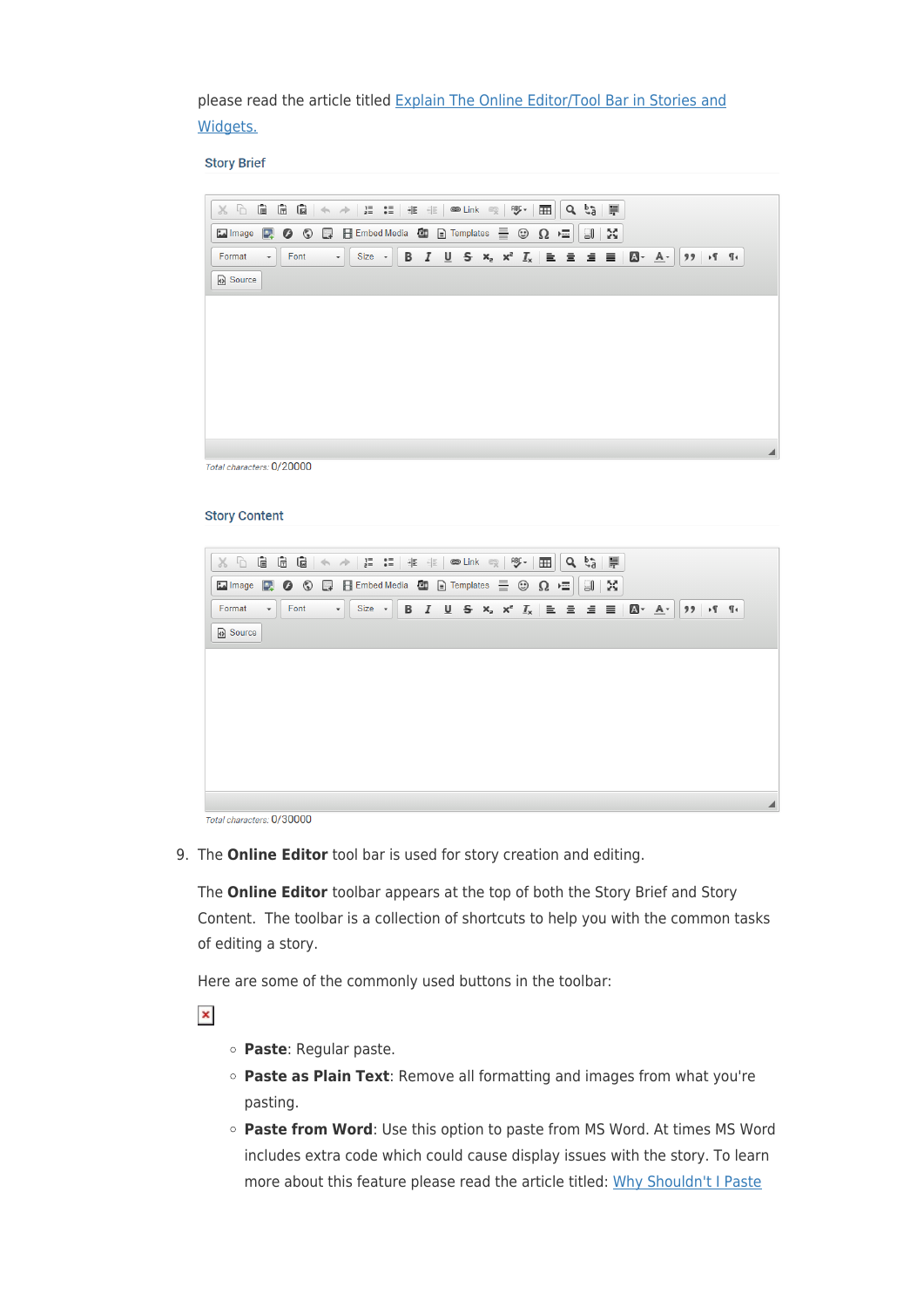please read the article titled [Explain The Online Editor/Tool Bar in Stories and Widgets.](#)

Story Brief

Total characters: 0/20000

Story Content

Total characters: 0/30000

9. The **Online Editor** tool bar is used for story creation and editing.

   The **Online Editor** toolbar appears at the top of both the Story Brief and Story Content. The toolbar is a collection of shortcuts to help you with the common tasks of editing a story.

   Here are some of the commonly used buttons in the toolbar:

   - **Paste**: Regular paste.
   - **Paste as Plain Text**: Remove all formatting and images from what you're pasting.
   - **Paste from Word**: Use this option to paste from MS Word. At times MS Word includes extra code which could cause display issues with the story. To learn more about this feature please read the article titled: [Why Shouldn't I Paste](#)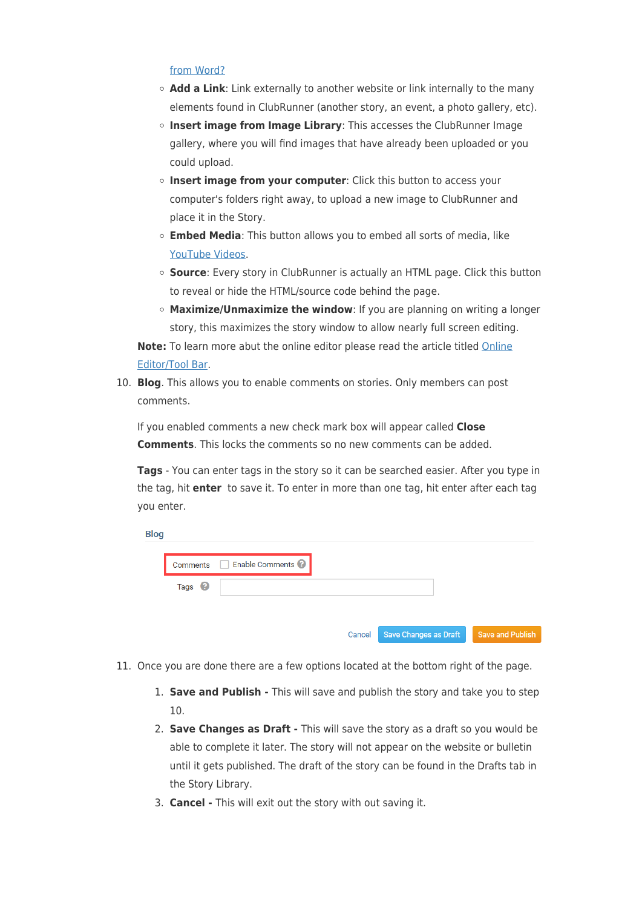[from Word?](#)

- **Add a Link**: Link externally to another website or link internally to the many elements found in ClubRunner (another story, an event, a photo gallery, etc).
- **Insert image from Image Library**: This accesses the ClubRunner Image gallery, where you will find images that have already been uploaded or you could upload.
- **Insert image from your computer**: Click this button to access your computer's folders right away, to upload a new image to ClubRunner and place it in the Story.
- **Embed Media**: This button allows you to embed all sorts of media, like [YouTube Videos](#).
- **Source**: Every story in ClubRunner is actually an HTML page. Click this button to reveal or hide the HTML/source code behind the page.
- **Maximize/Unmaximize the window**: If you are planning on writing a longer story, this maximizes the story window to allow nearly full screen editing.

**Note:** To learn more abut the online editor please read the article titled [Online Editor/Tool Bar](#).

10. **Blog**. This allows you to enable comments on stories. Only members can post comments.

    If you enabled comments a new check mark box will appear called **Close Comments**. This locks the comments so no new comments can be added.

    **Tags** - You can enter tags in the story so it can be searched easier. After you type in the tag, hit **enter** to save it. To enter in more than one tag, hit enter after each tag you enter.

    Blog

    Comments ☐ Enable Comments

    Tags

    Cancel | Save Changes as Draft | Save and Publish

11. Once you are done there are a few options located at the bottom right of the page.
    1. **Save and Publish -** This will save and publish the story and take you to step 10.
    2. **Save Changes as Draft -** This will save the story as a draft so you would be able to complete it later. The story will not appear on the website or bulletin until it gets published. The draft of the story can be found in the Drafts tab in the Story Library.
    3. **Cancel -** This will exit out the story with out saving it.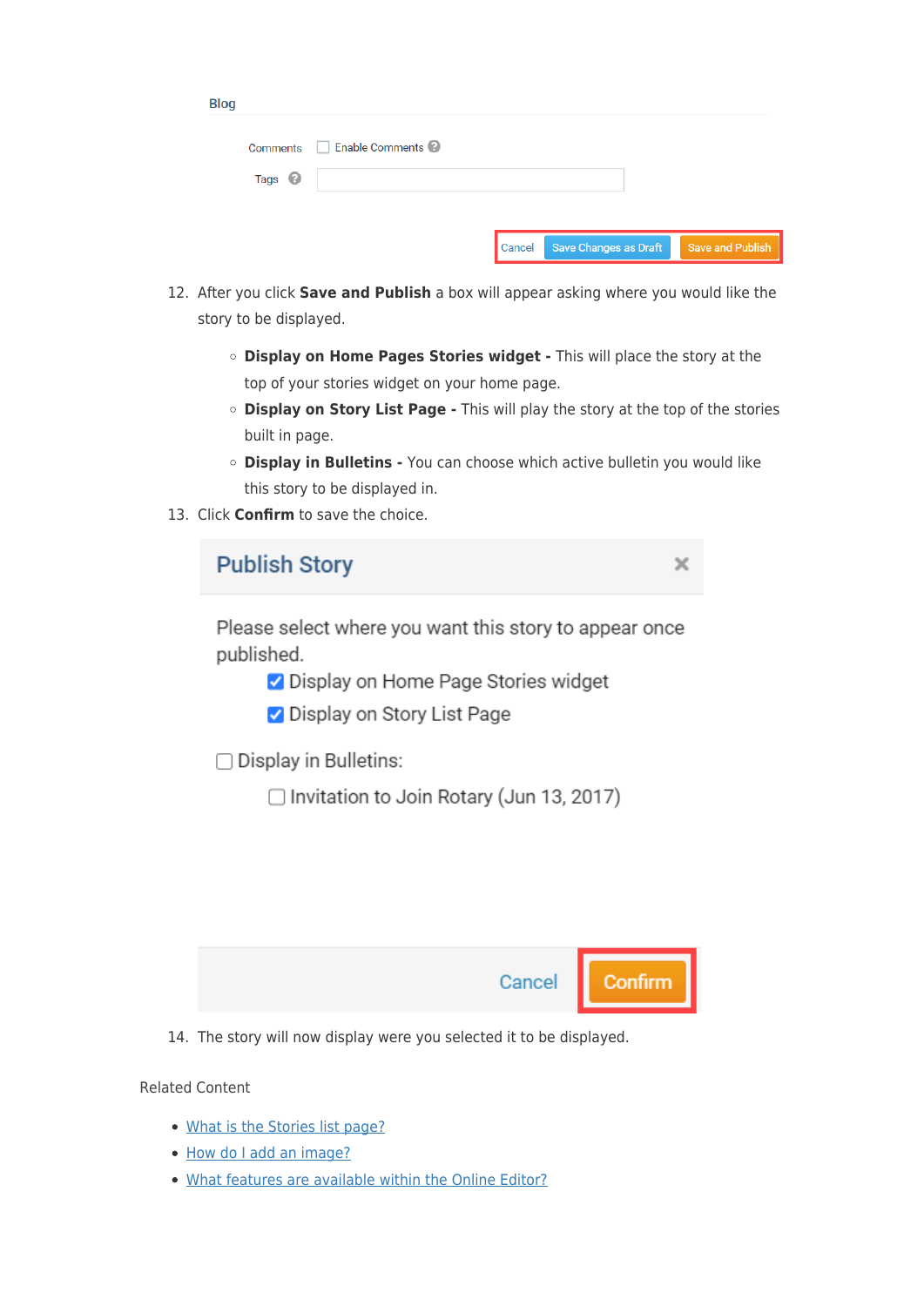Blog

Comments  Enable Comments

Tags

Cancel  Save Changes as Draft  Save and Publish

12. After you click **Save and Publish** a box will appear asking where you would like the story to be displayed.
    - **Display on Home Pages Stories widget -** This will place the story at the top of your stories widget on your home page.
    - **Display on Story List Page -** This will play the story at the top of the stories built in page.
    - **Display in Bulletins -** You can choose which active bulletin you would like this story to be displayed in.
13. Click **Confirm** to save the choice.

Publish Story

Please select where you want this story to appear once published.

- [x] Display on Home Page Stories widget
- [x] Display on Story List Page

- [ ] Display in Bulletins:
  - [ ] Invitation to Join Rotary (Jun 13, 2017)

Cancel  Confirm

14. The story will now display were you selected it to be displayed.

Related Content

- What is the Stories list page?
- How do I add an image?
- What features are available within the Online Editor?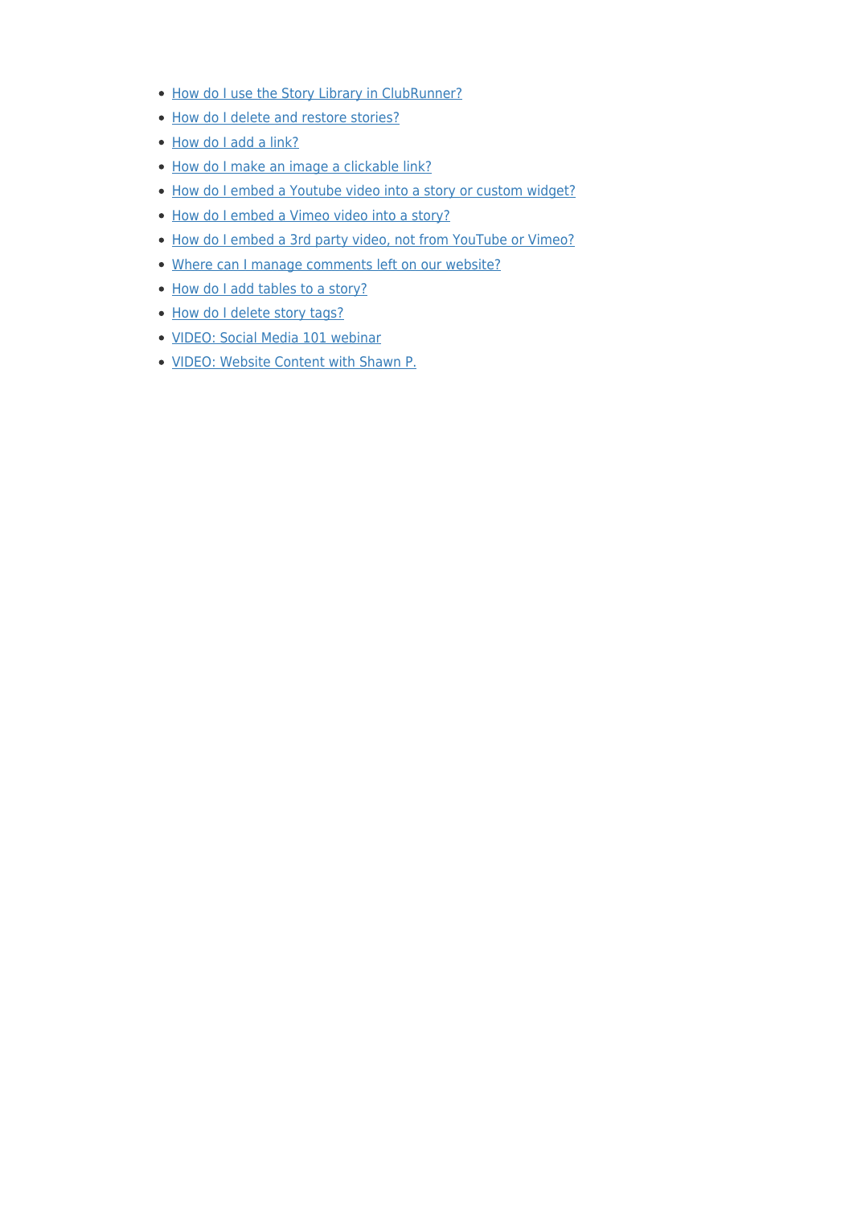- How do I use the Story Library in ClubRunner?
- How do I delete and restore stories?
- How do I add a link?
- How do I make an image a clickable link?
- How do I embed a Youtube video into a story or custom widget?
- How do I embed a Vimeo video into a story?
- How do I embed a 3rd party video, not from YouTube or Vimeo?
- Where can I manage comments left on our website?
- How do I add tables to a story?
- How do I delete story tags?
- VIDEO: Social Media 101 webinar
- VIDEO: Website Content with Shawn P.